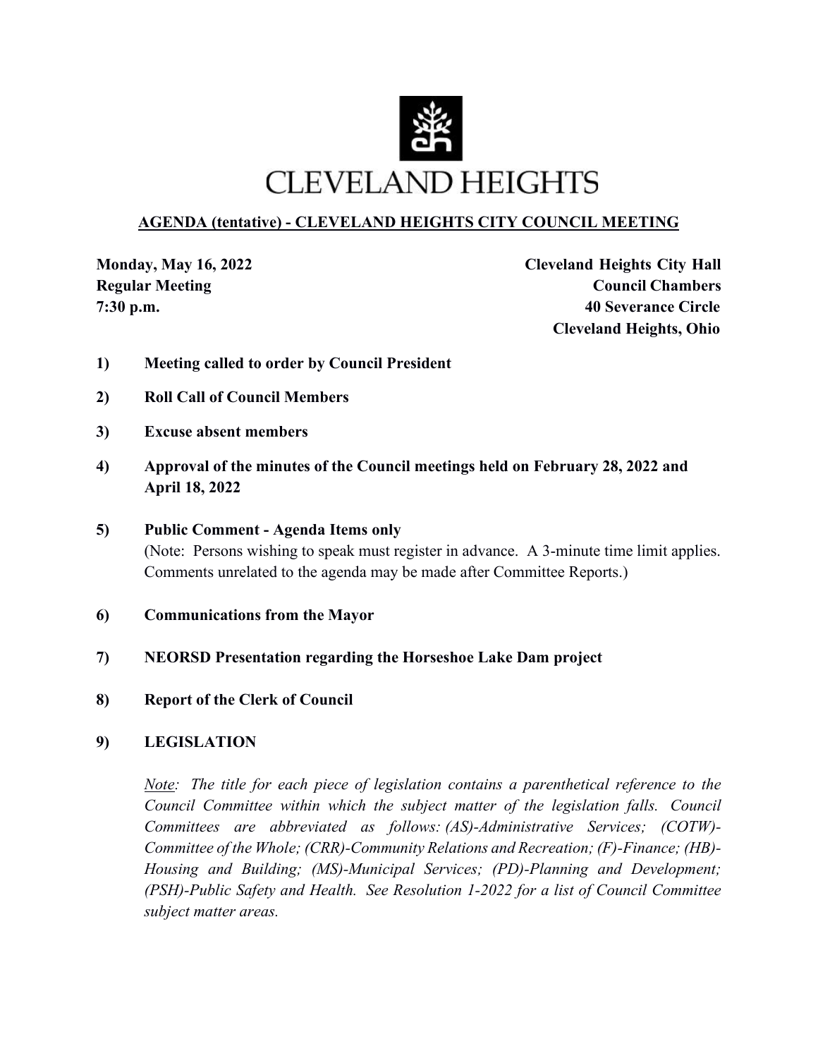# CLEVELAND HEIGHTS

## AGENDA (tentative) - CLEVELAND HEIGHTS CITY COUNCIL MEETING

**Monday, May 16, 2022**
**Regular Meeting**
**7:30 p.m.**

**Cleveland Heights City Hall**
**Council Chambers**
**40 Severance Circle**
**Cleveland Heights, Ohio**

1) **Meeting called to order by Council President**

2) **Roll Call of Council Members**

3) **Excuse absent members**

4) **Approval of the minutes of the Council meetings held on February 28, 2022 and April 18, 2022**

5) **Public Comment - Agenda Items only**
(Note: Persons wishing to speak must register in advance. A 3-minute time limit applies. Comments unrelated to the agenda may be made after Committee Reports.)

6) **Communications from the Mayor**

7) **NEORSD Presentation regarding the Horseshoe Lake Dam project**

8) **Report of the Clerk of Council**

9) **LEGISLATION**

*Note: The title for each piece of legislation contains a parenthetical reference to the Council Committee within which the subject matter of the legislation falls. Council Committees are abbreviated as follows: (AS)-Administrative Services; (COTW)-Committee of the Whole; (CRR)-Community Relations and Recreation; (F)-Finance; (HB)-Housing and Building; (MS)-Municipal Services; (PD)-Planning and Development; (PSH)-Public Safety and Health. See Resolution 1-2022 for a list of Council Committee subject matter areas.*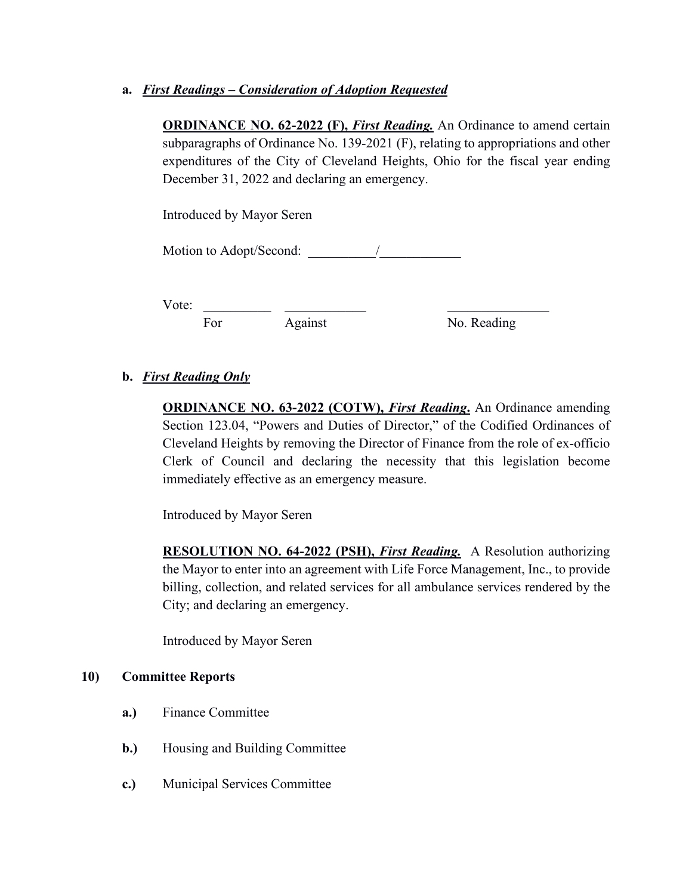**a.** ***First Readings – Consideration of Adoption Requested***

**ORDINANCE NO. 62-2022 (F),** ***First Reading.*** An Ordinance to amend certain subparagraphs of Ordinance No. 139-2021 (F), relating to appropriations and other expenditures of the City of Cleveland Heights, Ohio for the fiscal year ending December 31, 2022 and declaring an emergency.

Introduced by Mayor Seren

Motion to Adopt/Second: __________/____________

Vote: __________ ____________ _______________
For Against No. Reading

**b.** ***First Reading Only***

**ORDINANCE NO. 63-2022 (COTW),** ***First Reading*****.** An Ordinance amending Section 123.04, "Powers and Duties of Director," of the Codified Ordinances of Cleveland Heights by removing the Director of Finance from the role of ex-officio Clerk of Council and declaring the necessity that this legislation become immediately effective as an emergency measure.

Introduced by Mayor Seren

**RESOLUTION NO. 64-2022 (PSH),** ***First Reading.*** A Resolution authorizing the Mayor to enter into an agreement with Life Force Management, Inc., to provide billing, collection, and related services for all ambulance services rendered by the City; and declaring an emergency.

Introduced by Mayor Seren

**10) Committee Reports**

**a.)** Finance Committee

**b.)** Housing and Building Committee

**c.)** Municipal Services Committee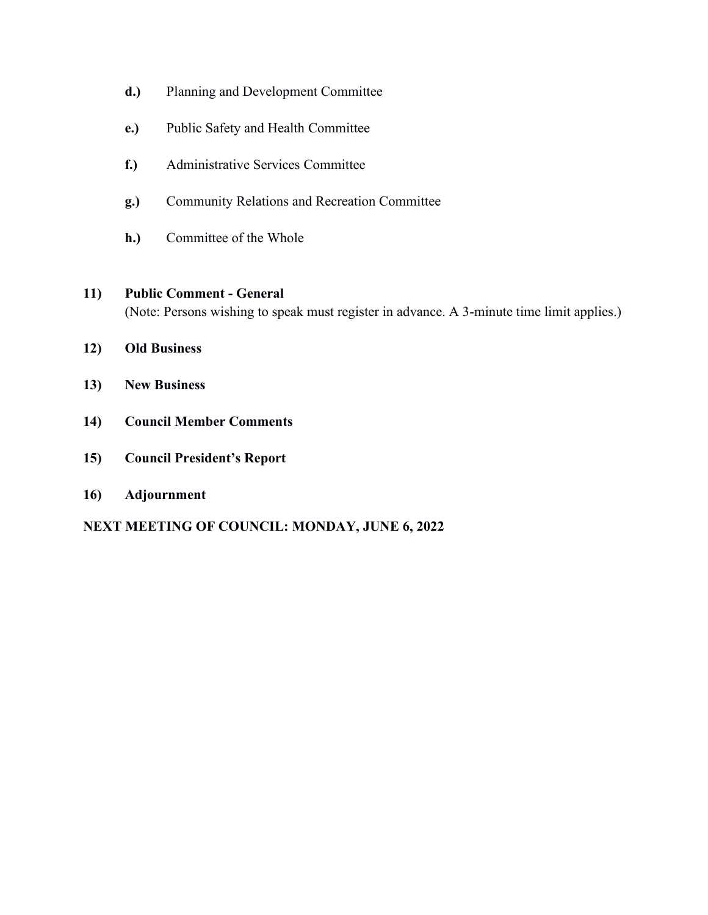- **d.)** Planning and Development Committee
- **e.)** Public Safety and Health Committee
- **f.)** Administrative Services Committee
- **g.)** Community Relations and Recreation Committee
- **h.)** Committee of the Whole

**11) Public Comment - General**
(Note: Persons wishing to speak must register in advance. A 3-minute time limit applies.)

**12) Old Business**

**13) New Business**

**14) Council Member Comments**

**15) Council President's Report**

**16) Adjournment**

**NEXT MEETING OF COUNCIL: MONDAY, JUNE 6, 2022**